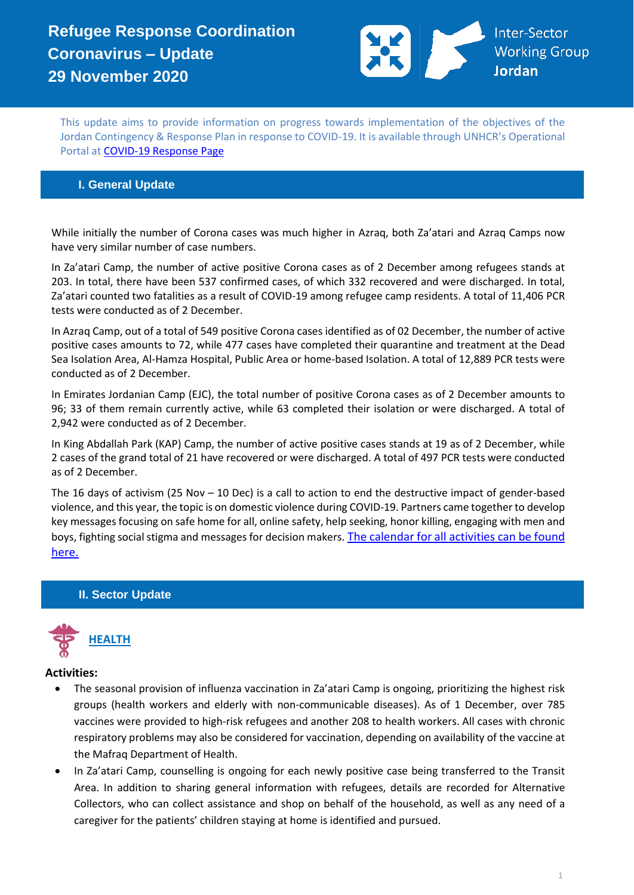# Refugee Response Coordination Coronavirus – Update 29 November 2020

Inter-Sector Working Group **Jordan**

This update aims to provide information on progress towards implementation of the objectives of the Jordan Contingency & Response Plan in response to COVID-19. It is available through UNHCR's Operational Portal at [COVID-19 Response Page](#)

## I. General Update

While initially the number of Corona cases was much higher in Azraq, both Za'atari and Azraq Camps now have very similar number of case numbers.

In Za'atari Camp, the number of active positive Corona cases as of 2 December among refugees stands at 203. In total, there have been 537 confirmed cases, of which 332 recovered and were discharged. In total, Za'atari counted two fatalities as a result of COVID-19 among refugee camp residents. A total of 11,406 PCR tests were conducted as of 2 December.

In Azraq Camp, out of a total of 549 positive Corona cases identified as of 02 December, the number of active positive cases amounts to 72, while 477 cases have completed their quarantine and treatment at the Dead Sea Isolation Area, Al-Hamza Hospital, Public Area or home-based Isolation. A total of 12,889 PCR tests were conducted as of 2 December.

In Emirates Jordanian Camp (EJC), the total number of positive Corona cases as of 2 December amounts to 96; 33 of them remain currently active, while 63 completed their isolation or were discharged. A total of 2,942 were conducted as of 2 December.

In King Abdallah Park (KAP) Camp, the number of active positive cases stands at 19 as of 2 December, while 2 cases of the grand total of 21 have recovered or were discharged. A total of 497 PCR tests were conducted as of 2 December.

The 16 days of activism (25 Nov – 10 Dec) is a call to action to end the destructive impact of gender-based violence, and this year, the topic is on domestic violence during COVID-19. Partners came together to develop key messages focusing on safe home for all, online safety, help seeking, honor killing, engaging with men and boys, fighting social stigma and messages for decision makers. [The calendar for all activities can be found here.](#)

## II. Sector Update

### HEALTH

**Activities:**

- The seasonal provision of influenza vaccination in Za'atari Camp is ongoing, prioritizing the highest risk groups (health workers and elderly with non-communicable diseases). As of 1 December, over 785 vaccines were provided to high-risk refugees and another 208 to health workers. All cases with chronic respiratory problems may also be considered for vaccination, depending on availability of the vaccine at the Mafraq Department of Health.
- In Za'atari Camp, counselling is ongoing for each newly positive case being transferred to the Transit Area. In addition to sharing general information with refugees, details are recorded for Alternative Collectors, who can collect assistance and shop on behalf of the household, as well as any need of a caregiver for the patients' children staying at home is identified and pursued.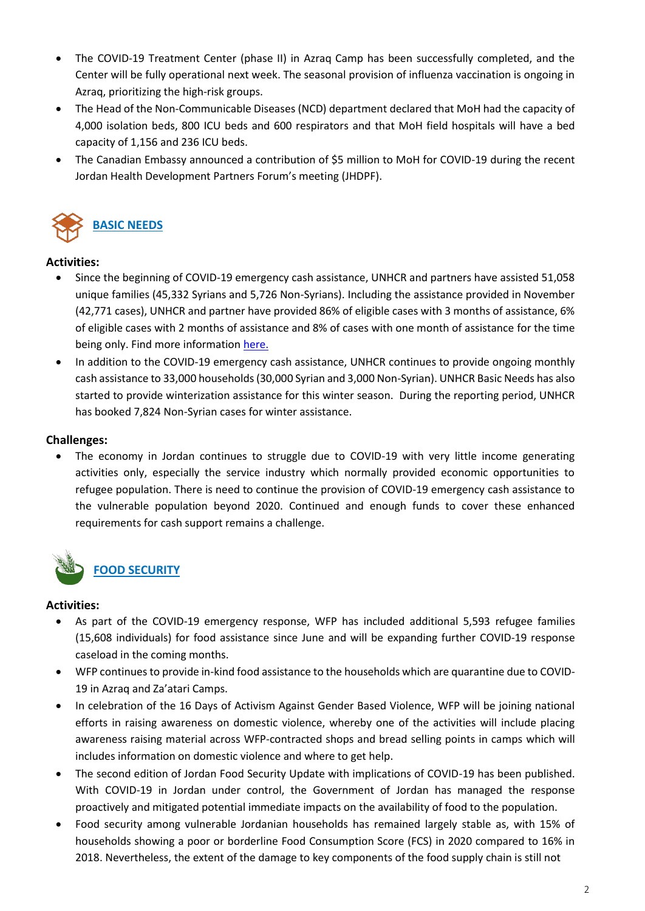- The COVID-19 Treatment Center (phase II) in Azraq Camp has been successfully completed, and the Center will be fully operational next week. The seasonal provision of influenza vaccination is ongoing in Azraq, prioritizing the high-risk groups.
- The Head of the Non-Communicable Diseases (NCD) department declared that MoH had the capacity of 4,000 isolation beds, 800 ICU beds and 600 respirators and that MoH field hospitals will have a bed capacity of 1,156 and 236 ICU beds.
- The Canadian Embassy announced a contribution of $5 million to MoH for COVID-19 during the recent Jordan Health Development Partners Forum's meeting (JHDPF).

## BASIC NEEDS

**Activities:**

- Since the beginning of COVID-19 emergency cash assistance, UNHCR and partners have assisted 51,058 unique families (45,332 Syrians and 5,726 Non-Syrians). Including the assistance provided in November (42,771 cases), UNHCR and partner have provided 86% of eligible cases with 3 months of assistance, 6% of eligible cases with 2 months of assistance and 8% of cases with one month of assistance for the time being only. Find more information here.
- In addition to the COVID-19 emergency cash assistance, UNHCR continues to provide ongoing monthly cash assistance to 33,000 households (30,000 Syrian and 3,000 Non-Syrian). UNHCR Basic Needs has also started to provide winterization assistance for this winter season. During the reporting period, UNHCR has booked 7,824 Non-Syrian cases for winter assistance.

**Challenges:**

- The economy in Jordan continues to struggle due to COVID-19 with very little income generating activities only, especially the service industry which normally provided economic opportunities to refugee population. There is need to continue the provision of COVID-19 emergency cash assistance to the vulnerable population beyond 2020. Continued and enough funds to cover these enhanced requirements for cash support remains a challenge.

## FOOD SECURITY

**Activities:**

- As part of the COVID-19 emergency response, WFP has included additional 5,593 refugee families (15,608 individuals) for food assistance since June and will be expanding further COVID-19 response caseload in the coming months.
- WFP continues to provide in-kind food assistance to the households which are quarantine due to COVID-19 in Azraq and Za'atari Camps.
- In celebration of the 16 Days of Activism Against Gender Based Violence, WFP will be joining national efforts in raising awareness on domestic violence, whereby one of the activities will include placing awareness raising material across WFP-contracted shops and bread selling points in camps which will includes information on domestic violence and where to get help.
- The second edition of Jordan Food Security Update with implications of COVID-19 has been published. With COVID-19 in Jordan under control, the Government of Jordan has managed the response proactively and mitigated potential immediate impacts on the availability of food to the population.
- Food security among vulnerable Jordanian households has remained largely stable as, with 15% of households showing a poor or borderline Food Consumption Score (FCS) in 2020 compared to 16% in 2018. Nevertheless, the extent of the damage to key components of the food supply chain is still not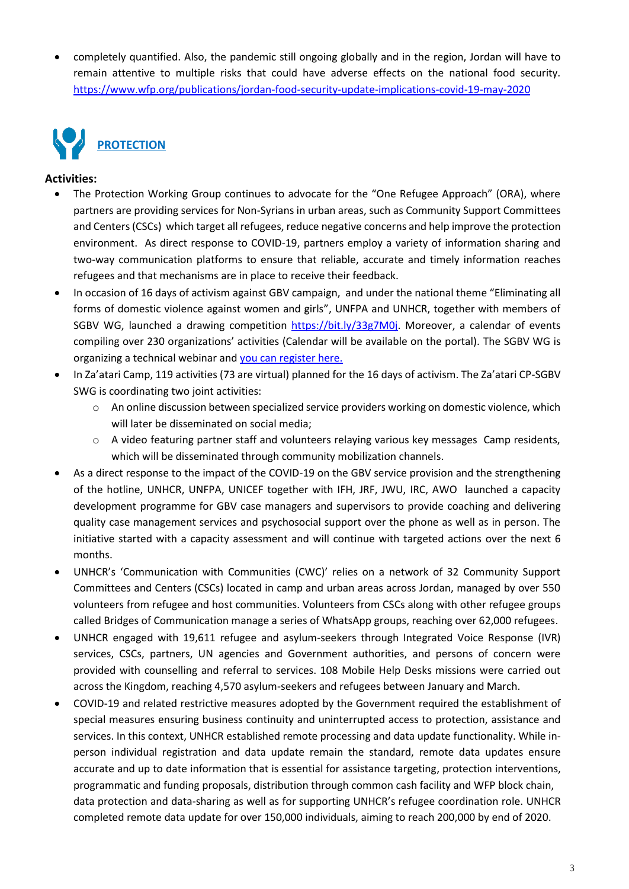- completely quantified. Also, the pandemic still ongoing globally and in the region, Jordan will have to remain attentive to multiple risks that could have adverse effects on the national food security. [https://www.wfp.org/publications/jordan-food-security-update-implications-covid-19-may-2020](https://www.wfp.org/publications/jordan-food-security-update-implications-covid-19-may-2020)

## PROTECTION

**Activities:**

- The Protection Working Group continues to advocate for the "One Refugee Approach" (ORA), where partners are providing services for Non-Syrians in urban areas, such as Community Support Committees and Centers (CSCs) which target all refugees, reduce negative concerns and help improve the protection environment. As direct response to COVID-19, partners employ a variety of information sharing and two-way communication platforms to ensure that reliable, accurate and timely information reaches refugees and that mechanisms are in place to receive their feedback.
- In occasion of 16 days of activism against GBV campaign, and under the national theme "Eliminating all forms of domestic violence against women and girls", UNFPA and UNHCR, together with members of SGBV WG, launched a drawing competition [https://bit.ly/33g7M0j](https://bit.ly/33g7M0j). Moreover, a calendar of events compiling over 230 organizations' activities (Calendar will be available on the portal). The SGBV WG is organizing a technical webinar and you can register here.
- In Za'atari Camp, 119 activities (73 are virtual) planned for the 16 days of activism. The Za'atari CP-SGBV SWG is coordinating two joint activities:
  - An online discussion between specialized service providers working on domestic violence, which will later be disseminated on social media;
  - A video featuring partner staff and volunteers relaying various key messages Camp residents, which will be disseminated through community mobilization channels.
- As a direct response to the impact of the COVID-19 on the GBV service provision and the strengthening of the hotline, UNHCR, UNFPA, UNICEF together with IFH, JRF, JWU, IRC, AWO launched a capacity development programme for GBV case managers and supervisors to provide coaching and delivering quality case management services and psychosocial support over the phone as well as in person. The initiative started with a capacity assessment and will continue with targeted actions over the next 6 months.
- UNHCR's 'Communication with Communities (CWC)' relies on a network of 32 Community Support Committees and Centers (CSCs) located in camp and urban areas across Jordan, managed by over 550 volunteers from refugee and host communities. Volunteers from CSCs along with other refugee groups called Bridges of Communication manage a series of WhatsApp groups, reaching over 62,000 refugees.
- UNHCR engaged with 19,611 refugee and asylum-seekers through Integrated Voice Response (IVR) services, CSCs, partners, UN agencies and Government authorities, and persons of concern were provided with counselling and referral to services. 108 Mobile Help Desks missions were carried out across the Kingdom, reaching 4,570 asylum-seekers and refugees between January and March.
- COVID-19 and related restrictive measures adopted by the Government required the establishment of special measures ensuring business continuity and uninterrupted access to protection, assistance and services. In this context, UNHCR established remote processing and data update functionality. While in-person individual registration and data update remain the standard, remote data updates ensure accurate and up to date information that is essential for assistance targeting, protection interventions, programmatic and funding proposals, distribution through common cash facility and WFP block chain, data protection and data-sharing as well as for supporting UNHCR's refugee coordination role. UNHCR completed remote data update for over 150,000 individuals, aiming to reach 200,000 by end of 2020.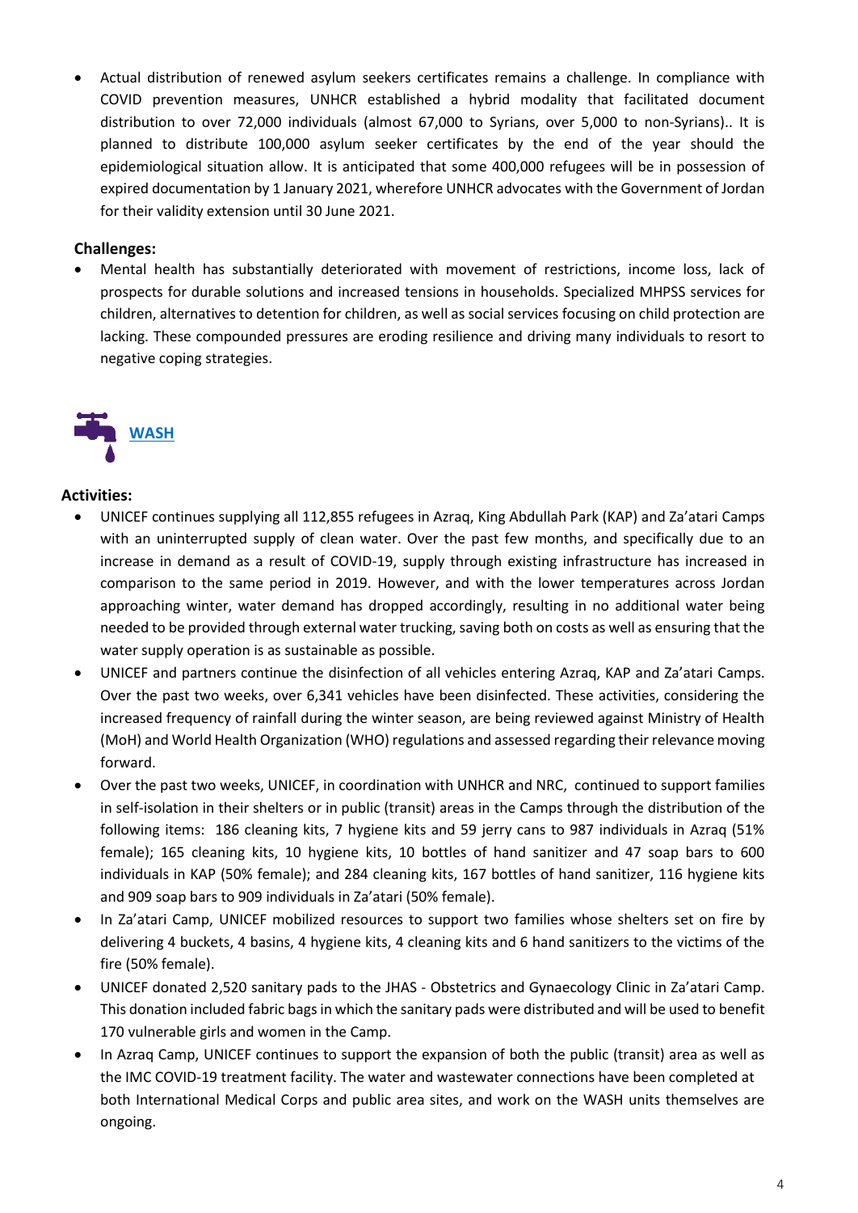- Actual distribution of renewed asylum seekers certificates remains a challenge. In compliance with COVID prevention measures, UNHCR established a hybrid modality that facilitated document distribution to over 72,000 individuals (almost 67,000 to Syrians, over 5,000 to non-Syrians).. It is planned to distribute 100,000 asylum seeker certificates by the end of the year should the epidemiological situation allow. It is anticipated that some 400,000 refugees will be in possession of expired documentation by 1 January 2021, wherefore UNHCR advocates with the Government of Jordan for their validity extension until 30 June 2021.

**Challenges:**

- Mental health has substantially deteriorated with movement of restrictions, income loss, lack of prospects for durable solutions and increased tensions in households. Specialized MHPSS services for children, alternatives to detention for children, as well as social services focusing on child protection are lacking. These compounded pressures are eroding resilience and driving many individuals to resort to negative coping strategies.

## WASH

**Activities:**

- UNICEF continues supplying all 112,855 refugees in Azraq, King Abdullah Park (KAP) and Za'atari Camps with an uninterrupted supply of clean water. Over the past few months, and specifically due to an increase in demand as a result of COVID-19, supply through existing infrastructure has increased in comparison to the same period in 2019. However, and with the lower temperatures across Jordan approaching winter, water demand has dropped accordingly, resulting in no additional water being needed to be provided through external water trucking, saving both on costs as well as ensuring that the water supply operation is as sustainable as possible.
- UNICEF and partners continue the disinfection of all vehicles entering Azraq, KAP and Za'atari Camps. Over the past two weeks, over 6,341 vehicles have been disinfected. These activities, considering the increased frequency of rainfall during the winter season, are being reviewed against Ministry of Health (MoH) and World Health Organization (WHO) regulations and assessed regarding their relevance moving forward.
- Over the past two weeks, UNICEF, in coordination with UNHCR and NRC, continued to support families in self-isolation in their shelters or in public (transit) areas in the Camps through the distribution of the following items: 186 cleaning kits, 7 hygiene kits and 59 jerry cans to 987 individuals in Azraq (51% female); 165 cleaning kits, 10 hygiene kits, 10 bottles of hand sanitizer and 47 soap bars to 600 individuals in KAP (50% female); and 284 cleaning kits, 167 bottles of hand sanitizer, 116 hygiene kits and 909 soap bars to 909 individuals in Za'atari (50% female).
- In Za'atari Camp, UNICEF mobilized resources to support two families whose shelters set on fire by delivering 4 buckets, 4 basins, 4 hygiene kits, 4 cleaning kits and 6 hand sanitizers to the victims of the fire (50% female).
- UNICEF donated 2,520 sanitary pads to the JHAS - Obstetrics and Gynaecology Clinic in Za'atari Camp. This donation included fabric bags in which the sanitary pads were distributed and will be used to benefit 170 vulnerable girls and women in the Camp.
- In Azraq Camp, UNICEF continues to support the expansion of both the public (transit) area as well as the IMC COVID-19 treatment facility. The water and wastewater connections have been completed at both International Medical Corps and public area sites, and work on the WASH units themselves are ongoing.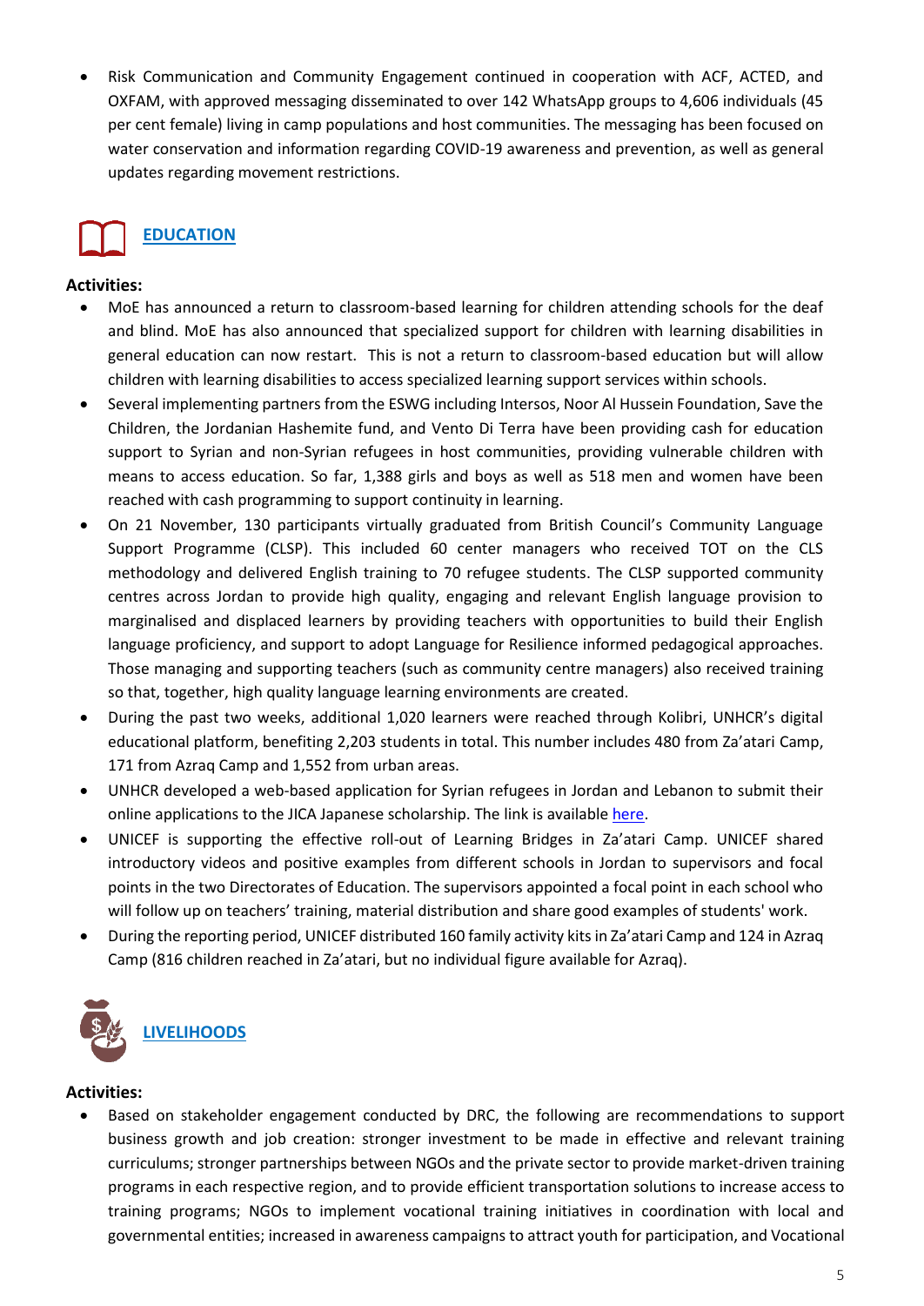- Risk Communication and Community Engagement continued in cooperation with ACF, ACTED, and OXFAM, with approved messaging disseminated to over 142 WhatsApp groups to 4,606 individuals (45 per cent female) living in camp populations and host communities. The messaging has been focused on water conservation and information regarding COVID-19 awareness and prevention, as well as general updates regarding movement restrictions.

## EDUCATION

**Activities:**

- MoE has announced a return to classroom-based learning for children attending schools for the deaf and blind. MoE has also announced that specialized support for children with learning disabilities in general education can now restart. This is not a return to classroom-based education but will allow children with learning disabilities to access specialized learning support services within schools.
- Several implementing partners from the ESWG including Intersos, Noor Al Hussein Foundation, Save the Children, the Jordanian Hashemite fund, and Vento Di Terra have been providing cash for education support to Syrian and non-Syrian refugees in host communities, providing vulnerable children with means to access education. So far, 1,388 girls and boys as well as 518 men and women have been reached with cash programming to support continuity in learning.
- On 21 November, 130 participants virtually graduated from British Council's Community Language Support Programme (CLSP). This included 60 center managers who received TOT on the CLS methodology and delivered English training to 70 refugee students. The CLSP supported community centres across Jordan to provide high quality, engaging and relevant English language provision to marginalised and displaced learners by providing teachers with opportunities to build their English language proficiency, and support to adopt Language for Resilience informed pedagogical approaches. Those managing and supporting teachers (such as community centre managers) also received training so that, together, high quality language learning environments are created.
- During the past two weeks, additional 1,020 learners were reached through Kolibri, UNHCR's digital educational platform, benefiting 2,203 students in total. This number includes 480 from Za'atari Camp, 171 from Azraq Camp and 1,552 from urban areas.
- UNHCR developed a web-based application for Syrian refugees in Jordan and Lebanon to submit their online applications to the JICA Japanese scholarship. The link is available here.
- UNICEF is supporting the effective roll-out of Learning Bridges in Za'atari Camp. UNICEF shared introductory videos and positive examples from different schools in Jordan to supervisors and focal points in the two Directorates of Education. The supervisors appointed a focal point in each school who will follow up on teachers' training, material distribution and share good examples of students' work.
- During the reporting period, UNICEF distributed 160 family activity kits in Za'atari Camp and 124 in Azraq Camp (816 children reached in Za'atari, but no individual figure available for Azraq).

## LIVELIHOODS

**Activities:**

- Based on stakeholder engagement conducted by DRC, the following are recommendations to support business growth and job creation: stronger investment to be made in effective and relevant training curriculums; stronger partnerships between NGOs and the private sector to provide market-driven training programs in each respective region, and to provide efficient transportation solutions to increase access to training programs; NGOs to implement vocational training initiatives in coordination with local and governmental entities; increased in awareness campaigns to attract youth for participation, and Vocational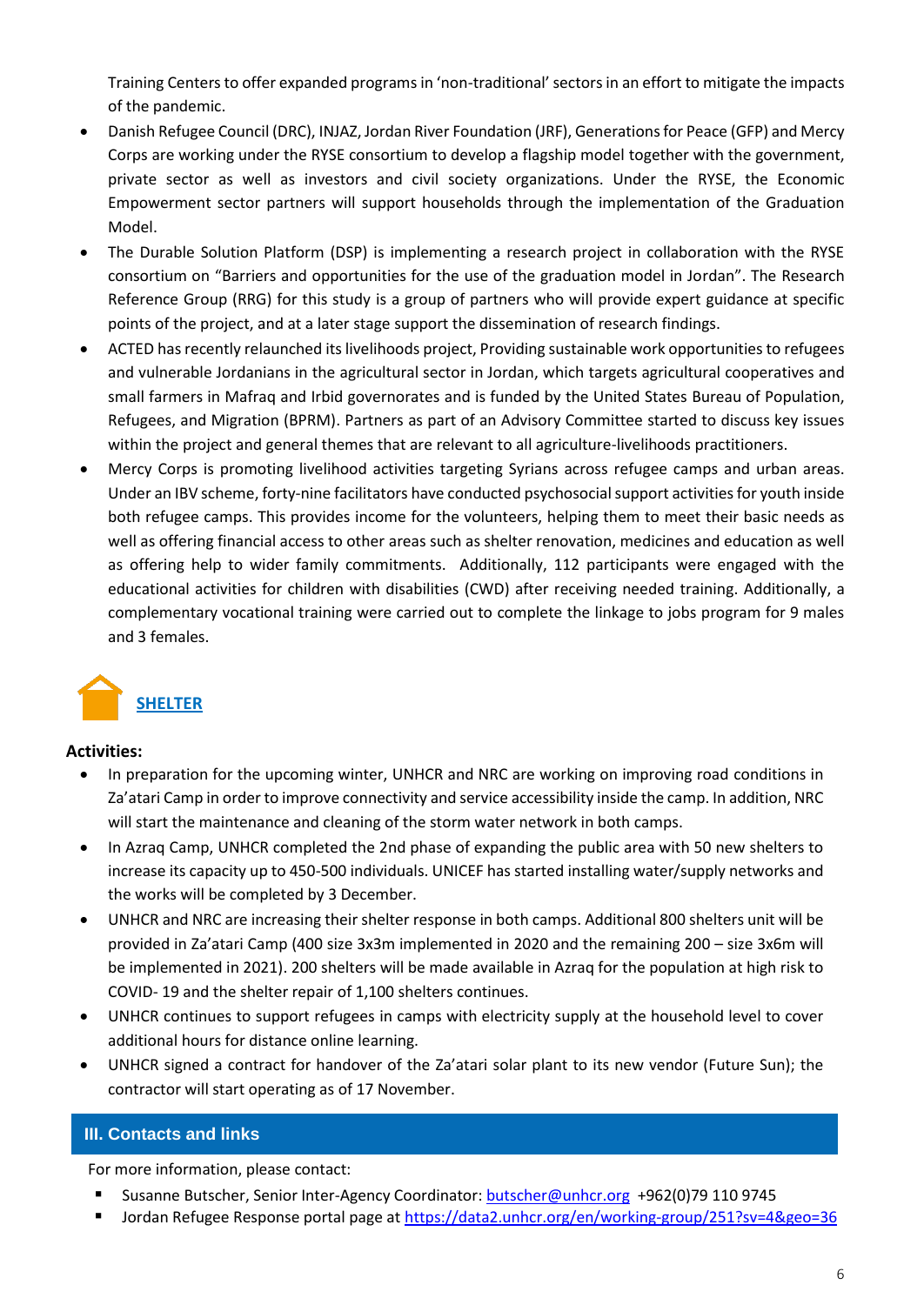Training Centers to offer expanded programs in 'non-traditional' sectors in an effort to mitigate the impacts of the pandemic.

- Danish Refugee Council (DRC), INJAZ, Jordan River Foundation (JRF), Generations for Peace (GFP) and Mercy Corps are working under the RYSE consortium to develop a flagship model together with the government, private sector as well as investors and civil society organizations. Under the RYSE, the Economic Empowerment sector partners will support households through the implementation of the Graduation Model.
- The Durable Solution Platform (DSP) is implementing a research project in collaboration with the RYSE consortium on "Barriers and opportunities for the use of the graduation model in Jordan". The Research Reference Group (RRG) for this study is a group of partners who will provide expert guidance at specific points of the project, and at a later stage support the dissemination of research findings.
- ACTED has recently relaunched its livelihoods project, Providing sustainable work opportunities to refugees and vulnerable Jordanians in the agricultural sector in Jordan, which targets agricultural cooperatives and small farmers in Mafraq and Irbid governorates and is funded by the United States Bureau of Population, Refugees, and Migration (BPRM). Partners as part of an Advisory Committee started to discuss key issues within the project and general themes that are relevant to all agriculture-livelihoods practitioners.
- Mercy Corps is promoting livelihood activities targeting Syrians across refugee camps and urban areas. Under an IBV scheme, forty-nine facilitators have conducted psychosocial support activities for youth inside both refugee camps. This provides income for the volunteers, helping them to meet their basic needs as well as offering financial access to other areas such as shelter renovation, medicines and education as well as offering help to wider family commitments. Additionally, 112 participants were engaged with the educational activities for children with disabilities (CWD) after receiving needed training. Additionally, a complementary vocational training were carried out to complete the linkage to jobs program for 9 males and 3 females.

## SHELTER

**Activities:**

- In preparation for the upcoming winter, UNHCR and NRC are working on improving road conditions in Za'atari Camp in order to improve connectivity and service accessibility inside the camp. In addition, NRC will start the maintenance and cleaning of the storm water network in both camps.
- In Azraq Camp, UNHCR completed the 2nd phase of expanding the public area with 50 new shelters to increase its capacity up to 450-500 individuals. UNICEF has started installing water/supply networks and the works will be completed by 3 December.
- UNHCR and NRC are increasing their shelter response in both camps. Additional 800 shelters unit will be provided in Za'atari Camp (400 size 3x3m implemented in 2020 and the remaining 200 – size 3x6m will be implemented in 2021). 200 shelters will be made available in Azraq for the population at high risk to COVID- 19 and the shelter repair of 1,100 shelters continues.
- UNHCR continues to support refugees in camps with electricity supply at the household level to cover additional hours for distance online learning.
- UNHCR signed a contract for handover of the Za'atari solar plant to its new vendor (Future Sun); the contractor will start operating as of 17 November.

## III. Contacts and links

For more information, please contact:

- Susanne Butscher, Senior Inter-Agency Coordinator: butscher@unhcr.org +962(0)79 110 9745
- Jordan Refugee Response portal page at https://data2.unhcr.org/en/working-group/251?sv=4&geo=36